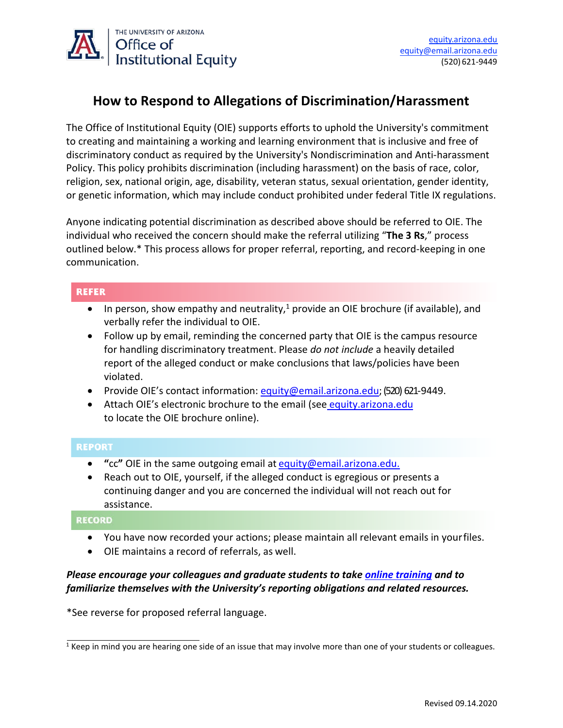THE UNIVERSITY OF ARIZONA
Office of Institutional Equity

equity.arizona.edu
equity@email.arizona.edu
(520) 621-9449

# How to Respond to Allegations of Discrimination/Harassment

The Office of Institutional Equity (OIE) supports efforts to uphold the University's commitment to creating and maintaining a working and learning environment that is inclusive and free of discriminatory conduct as required by the University's Nondiscrimination and Anti-harassment Policy. This policy prohibits discrimination (including harassment) on the basis of race, color, religion, sex, national origin, age, disability, veteran status, sexual orientation, gender identity, or genetic information, which may include conduct prohibited under federal Title IX regulations.

Anyone indicating potential discrimination as described above should be referred to OIE. The individual who received the concern should make the referral utilizing "**The 3 Rs**," process outlined below.* This process allows for proper referral, reporting, and record-keeping in one communication.

## REFER

- In person, show empathy and neutrality,[1] provide an OIE brochure (if available), and verbally refer the individual to OIE.
- Follow up by email, reminding the concerned party that OIE is the campus resource for handling discriminatory treatment. Please *do not include* a heavily detailed report of the alleged conduct or make conclusions that laws/policies have been violated.
- Provide OIE's contact information: equity@email.arizona.edu; (520) 621-9449.
- Attach OIE's electronic brochure to the email (see equity.arizona.edu to locate the OIE brochure online).

## REPORT

- **"**cc**"** OIE in the same outgoing email at equity@email.arizona.edu.
- Reach out to OIE, yourself, if the alleged conduct is egregious or presents a continuing danger and you are concerned the individual will not reach out for assistance.

## RECORD

- You have now recorded your actions; please maintain all relevant emails in your files.
- OIE maintains a record of referrals, as well.

***Please encourage your colleagues and graduate students to take online training and to familiarize themselves with the University's reporting obligations and related resources.***

*See reverse for proposed referral language.

[1] Keep in mind you are hearing one side of an issue that may involve more than one of your students or colleagues.

Revised 09.14.2020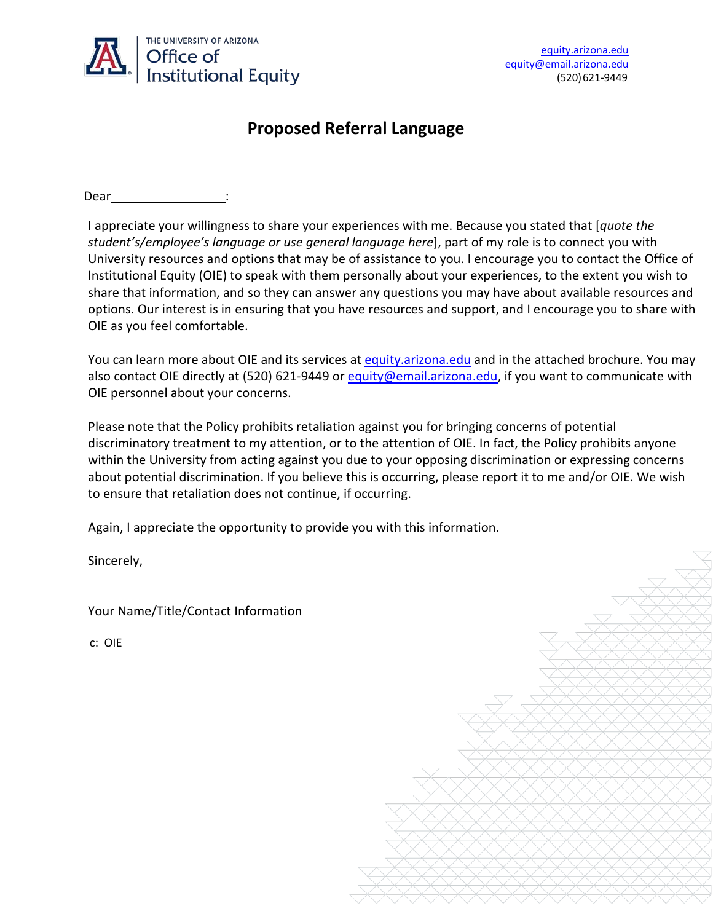THE UNIVERSITY OF ARIZONA
Office of
Institutional Equity

equity.arizona.edu
equity@email.arizona.edu
(520) 621-9449

# Proposed Referral Language

Dear ________________:

I appreciate your willingness to share your experiences with me. Because you stated that [*quote the student's/employee's language or use general language here*], part of my role is to connect you with University resources and options that may be of assistance to you. I encourage you to contact the Office of Institutional Equity (OIE) to speak with them personally about your experiences, to the extent you wish to share that information, and so they can answer any questions you may have about available resources and options. Our interest is in ensuring that you have resources and support, and I encourage you to share with OIE as you feel comfortable.

You can learn more about OIE and its services at equity.arizona.edu and in the attached brochure. You may also contact OIE directly at (520) 621-9449 or equity@email.arizona.edu, if you want to communicate with OIE personnel about your concerns.

Please note that the Policy prohibits retaliation against you for bringing concerns of potential discriminatory treatment to my attention, or to the attention of OIE. In fact, the Policy prohibits anyone within the University from acting against you due to your opposing discrimination or expressing concerns about potential discrimination. If you believe this is occurring, please report it to me and/or OIE. We wish to ensure that retaliation does not continue, if occurring.

Again, I appreciate the opportunity to provide you with this information.

Sincerely,

Your Name/Title/Contact Information

c: OIE